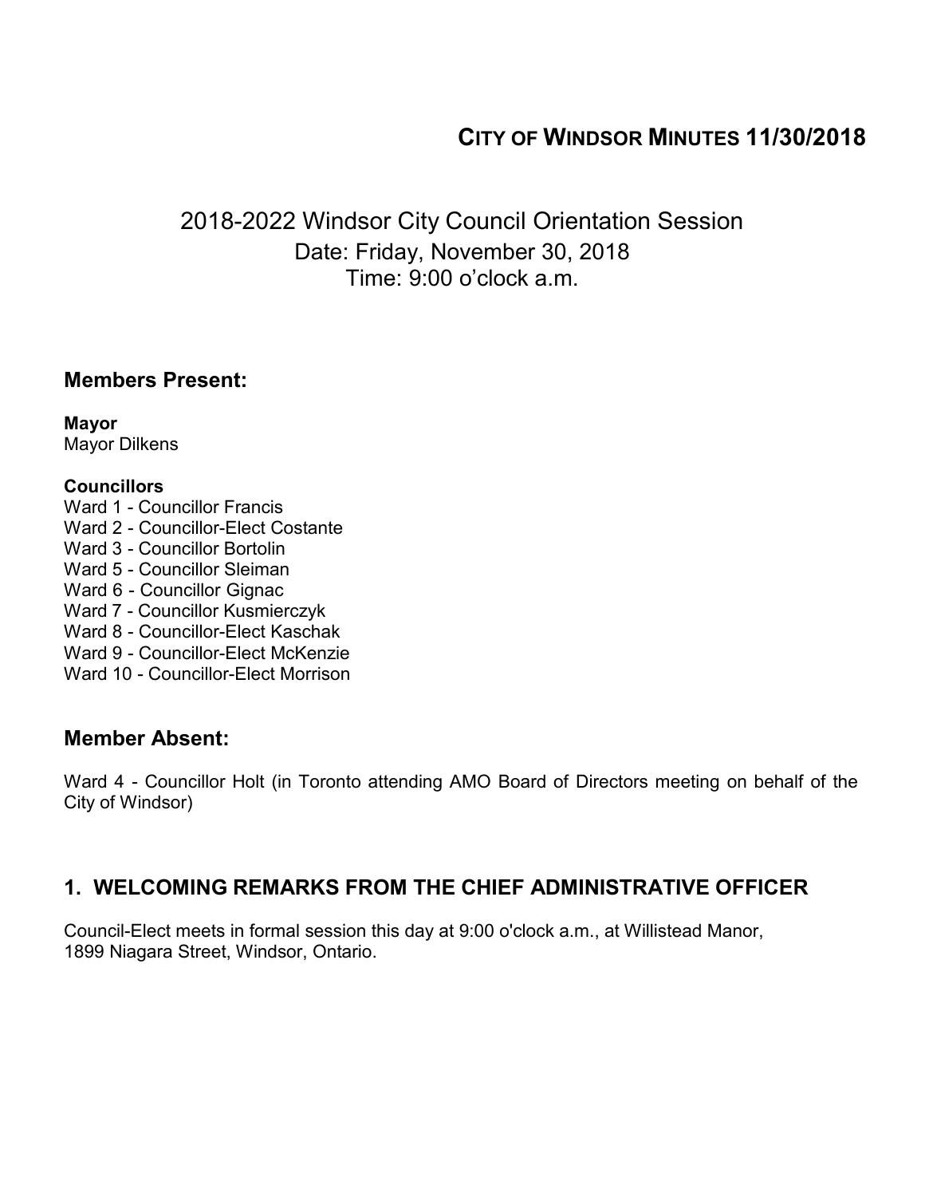# City of Windsor Minutes 11/30/2018

## 2018-2022 Windsor City Council Orientation Session

Date: Friday, November 30, 2018
Time: 9:00 o'clock a.m.

## Members Present:

**Mayor**
Mayor Dilkens

**Councillors**
Ward 1 - Councillor Francis
Ward 2 - Councillor-Elect Costante
Ward 3 - Councillor Bortolin
Ward 5 - Councillor Sleiman
Ward 6 - Councillor Gignac
Ward 7 - Councillor Kusmierczyk
Ward 8 - Councillor-Elect Kaschak
Ward 9 - Councillor-Elect McKenzie
Ward 10 - Councillor-Elect Morrison

## Member Absent:

Ward 4 - Councillor Holt (in Toronto attending AMO Board of Directors meeting on behalf of the City of Windsor)

## 1. WELCOMING REMARKS FROM THE CHIEF ADMINISTRATIVE OFFICER

Council-Elect meets in formal session this day at 9:00 o'clock a.m., at Willistead Manor, 1899 Niagara Street, Windsor, Ontario.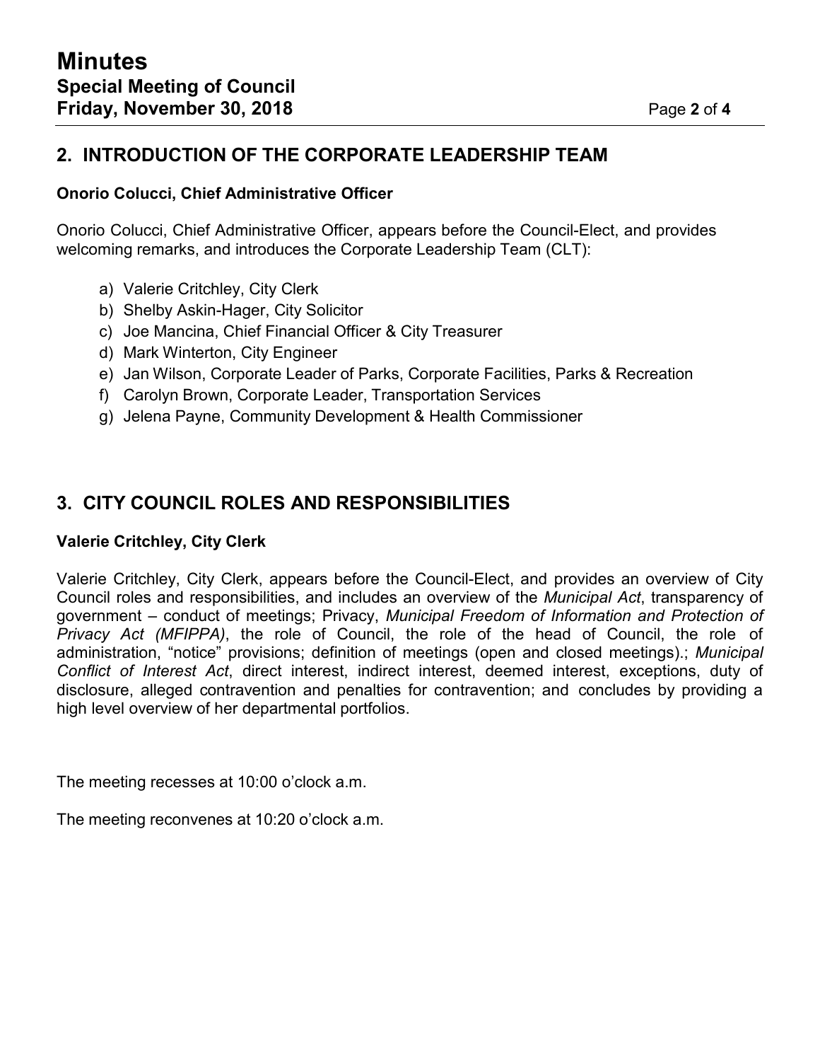## 2. INTRODUCTION OF THE CORPORATE LEADERSHIP TEAM

**Onorio Colucci, Chief Administrative Officer**

Onorio Colucci, Chief Administrative Officer, appears before the Council-Elect, and provides welcoming remarks, and introduces the Corporate Leadership Team (CLT):

a) Valerie Critchley, City Clerk
b) Shelby Askin-Hager, City Solicitor
c) Joe Mancina, Chief Financial Officer & City Treasurer
d) Mark Winterton, City Engineer
e) Jan Wilson, Corporate Leader of Parks, Corporate Facilities, Parks & Recreation
f) Carolyn Brown, Corporate Leader, Transportation Services
g) Jelena Payne, Community Development & Health Commissioner

## 3. CITY COUNCIL ROLES AND RESPONSIBILITIES

**Valerie Critchley, City Clerk**

Valerie Critchley, City Clerk, appears before the Council-Elect, and provides an overview of City Council roles and responsibilities, and includes an overview of the *Municipal Act*, transparency of government – conduct of meetings; Privacy, *Municipal Freedom of Information and Protection of Privacy Act (MFIPPA)*, the role of Council, the role of the head of Council, the role of administration, "notice" provisions; definition of meetings (open and closed meetings).; *Municipal Conflict of Interest Act*, direct interest, indirect interest, deemed interest, exceptions, duty of disclosure, alleged contravention and penalties for contravention; and concludes by providing a high level overview of her departmental portfolios.

The meeting recesses at 10:00 o'clock a.m.

The meeting reconvenes at 10:20 o'clock a.m.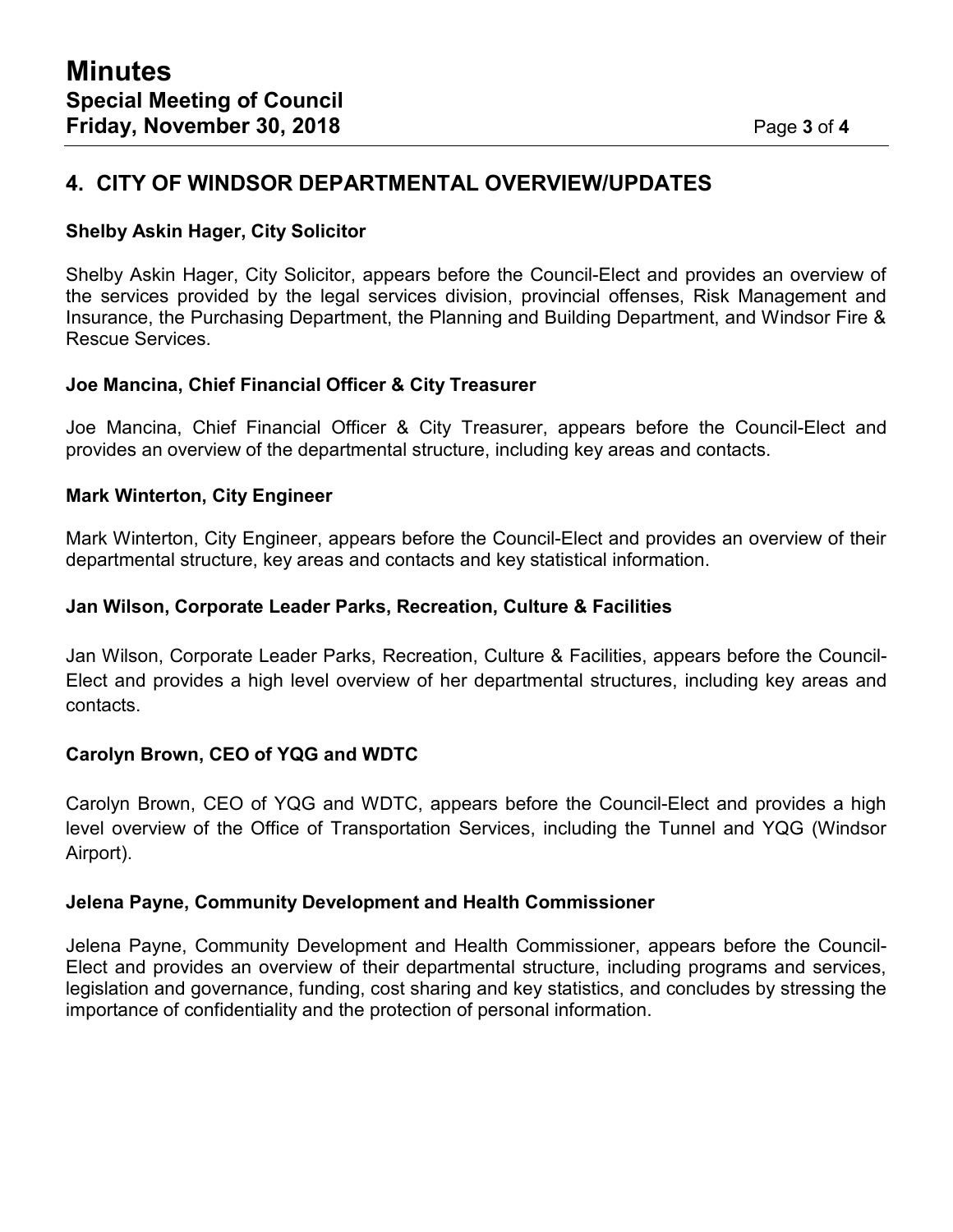## 4. CITY OF WINDSOR DEPARTMENTAL OVERVIEW/UPDATES

**Shelby Askin Hager, City Solicitor**

Shelby Askin Hager, City Solicitor, appears before the Council-Elect and provides an overview of the services provided by the legal services division, provincial offenses, Risk Management and Insurance, the Purchasing Department, the Planning and Building Department, and Windsor Fire & Rescue Services.

**Joe Mancina, Chief Financial Officer & City Treasurer**

Joe Mancina, Chief Financial Officer & City Treasurer, appears before the Council-Elect and provides an overview of the departmental structure, including key areas and contacts.

**Mark Winterton, City Engineer**

Mark Winterton, City Engineer, appears before the Council-Elect and provides an overview of their departmental structure, key areas and contacts and key statistical information.

**Jan Wilson, Corporate Leader Parks, Recreation, Culture & Facilities**

Jan Wilson, Corporate Leader Parks, Recreation, Culture & Facilities, appears before the Council-Elect and provides a high level overview of her departmental structures, including key areas and contacts.

**Carolyn Brown, CEO of YQG and WDTC**

Carolyn Brown, CEO of YQG and WDTC, appears before the Council-Elect and provides a high level overview of the Office of Transportation Services, including the Tunnel and YQG (Windsor Airport).

**Jelena Payne, Community Development and Health Commissioner**

Jelena Payne, Community Development and Health Commissioner, appears before the Council-Elect and provides an overview of their departmental structure, including programs and services, legislation and governance, funding, cost sharing and key statistics, and concludes by stressing the importance of confidentiality and the protection of personal information.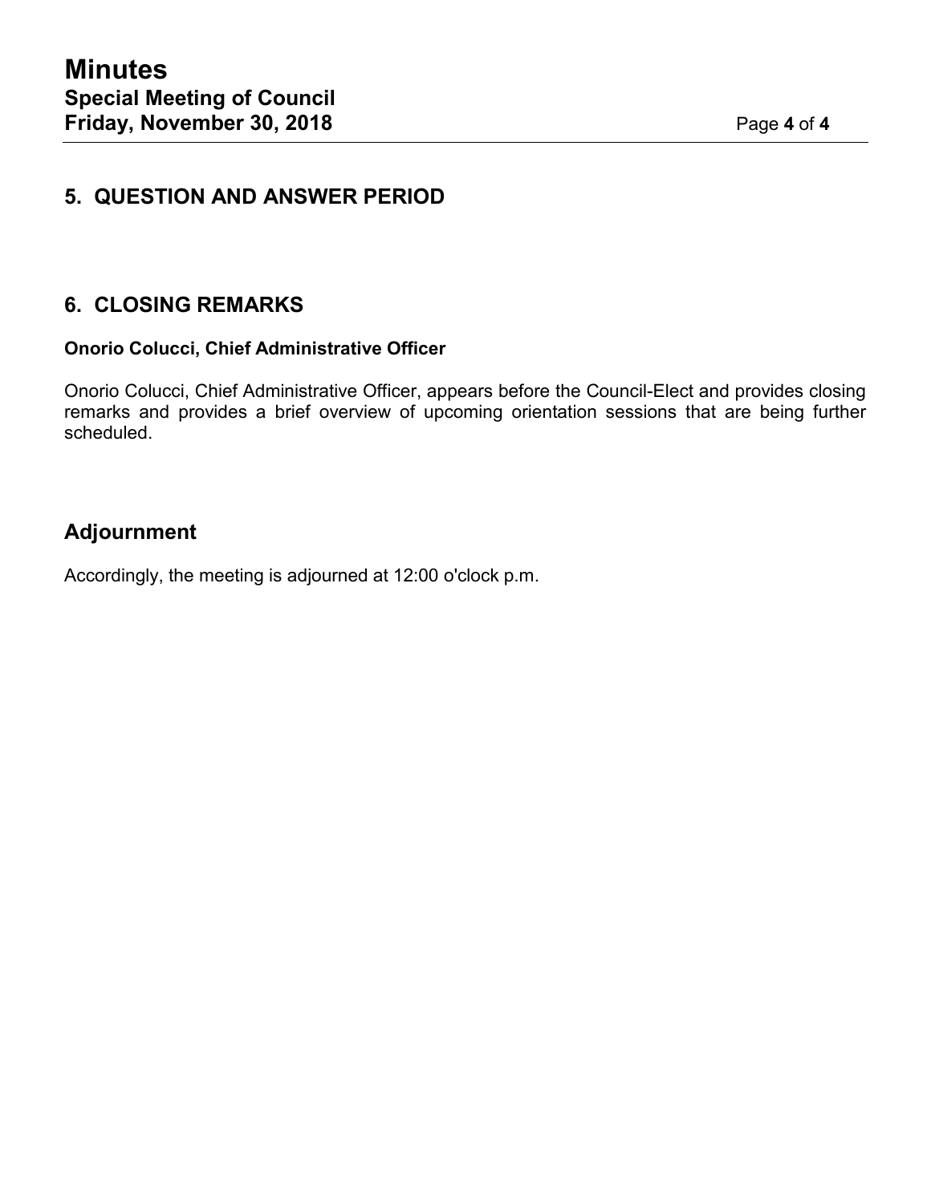## 5. QUESTION AND ANSWER PERIOD

## 6. CLOSING REMARKS

**Onorio Colucci, Chief Administrative Officer**

Onorio Colucci, Chief Administrative Officer, appears before the Council-Elect and provides closing remarks and provides a brief overview of upcoming orientation sessions that are being further scheduled.

## Adjournment

Accordingly, the meeting is adjourned at 12:00 o'clock p.m.